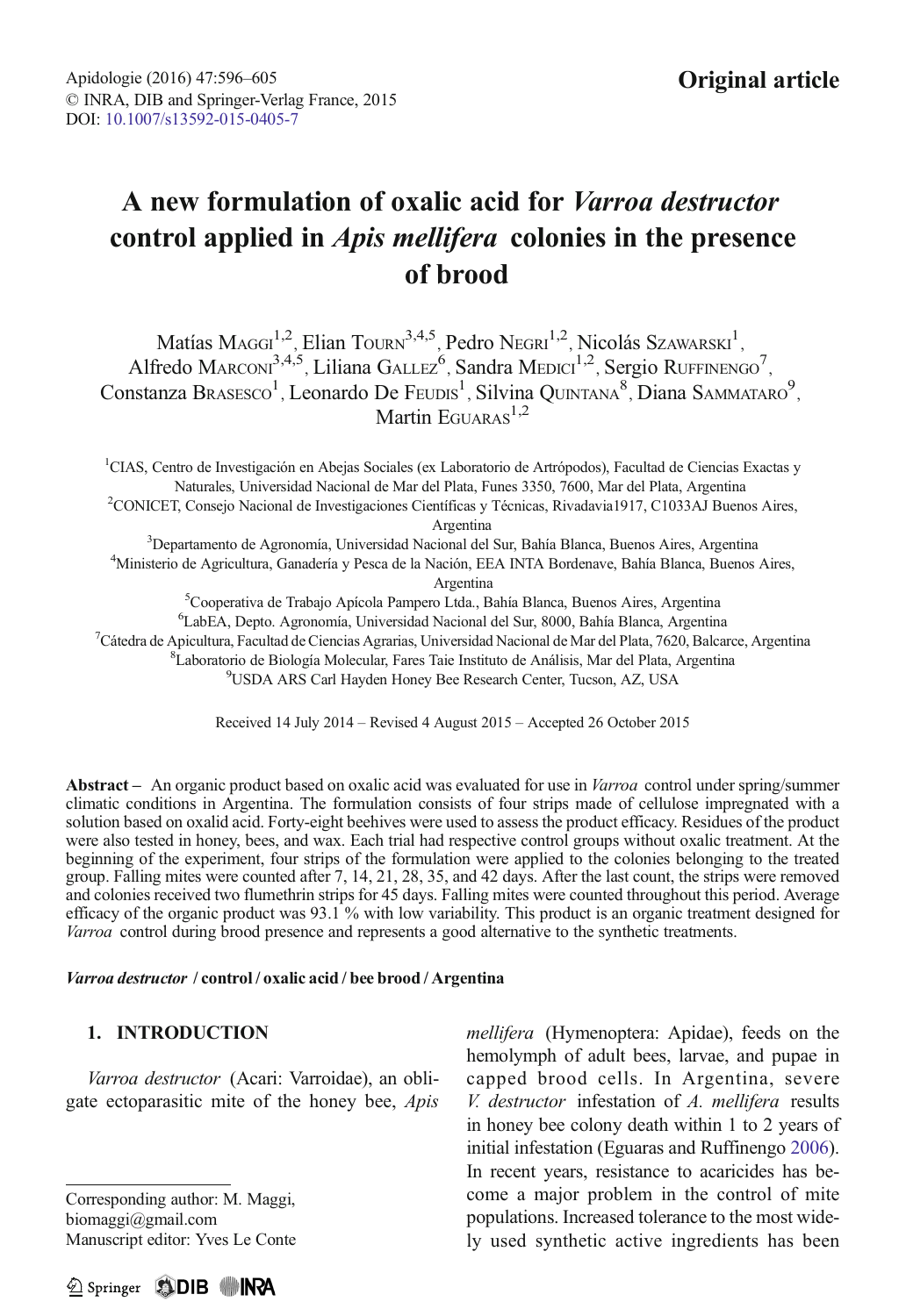Original article

# A new formulation of oxalic acid for *Varroa destructor* control applied in *Apis mellifera* colonies in the presence of brood

Matías Maggi[1,2], Elian Tourn[3,4,5], Pedro Negri[1,2], Nicolás Szawarski[1], Alfredo Marconi[3,4,5], Liliana Gallez[6], Sandra Medici[1,2], Sergio Ruffinengo[7], Constanza Brasesco[1], Leonardo De Feudis[1], Silvina Quintana[8], Diana Sammataro[9], Martin Eguaras[1,2]

[1]CIAS, Centro de Investigación en Abejas Sociales (ex Laboratorio de Artrópodos), Facultad de Ciencias Exactas y Naturales, Universidad Nacional de Mar del Plata, Funes 3350, 7600, Mar del Plata, Argentina
[2]CONICET, Consejo Nacional de Investigaciones Científicas y Técnicas, Rivadavia1917, C1033AJ Buenos Aires, Argentina
[3]Departamento de Agronomía, Universidad Nacional del Sur, Bahía Blanca, Buenos Aires, Argentina
[4]Ministerio de Agricultura, Ganadería y Pesca de la Nación, EEA INTA Bordenave, Bahía Blanca, Buenos Aires, Argentina
[5]Cooperativa de Trabajo Apícola Pampero Ltda., Bahía Blanca, Buenos Aires, Argentina
[6]LabEA, Depto. Agronomía, Universidad Nacional del Sur, 8000, Bahía Blanca, Argentina
[7]Cátedra de Apicultura, Facultad de Ciencias Agrarias, Universidad Nacional de Mar del Plata, 7620, Balcarce, Argentina
[8]Laboratorio de Biología Molecular, Fares Taie Instituto de Análisis, Mar del Plata, Argentina
[9]USDA ARS Carl Hayden Honey Bee Research Center, Tucson, AZ, USA

Received 14 July 2014 – Revised 4 August 2015 – Accepted 26 October 2015

**Abstract** – An organic product based on oxalic acid was evaluated for use in *Varroa* control under spring/summer climatic conditions in Argentina. The formulation consists of four strips made of cellulose impregnated with a solution based on oxalid acid. Forty-eight beehives were used to assess the product efficacy. Residues of the product were also tested in honey, bees, and wax. Each trial had respective control groups without oxalic treatment. At the beginning of the experiment, four strips of the formulation were applied to the colonies belonging to the treated group. Falling mites were counted after 7, 14, 21, 28, 35, and 42 days. After the last count, the strips were removed and colonies received two flumethrin strips for 45 days. Falling mites were counted throughout this period. Average efficacy of the organic product was 93.1 % with low variability. This product is an organic treatment designed for *Varroa* control during brood presence and represents a good alternative to the synthetic treatments.

***Varroa destructor* / control / oxalic acid / bee brood / Argentina**

## 1. INTRODUCTION

*Varroa destructor* (Acari: Varroidae), an obligate ectoparasitic mite of the honey bee, *Apis mellifera* (Hymenoptera: Apidae), feeds on the hemolymph of adult bees, larvae, and pupae in capped brood cells. In Argentina, severe *V. destructor* infestation of *A. mellifera* results in honey bee colony death within 1 to 2 years of initial infestation (Eguaras and Ruffinengo 2006). In recent years, resistance to acaricides has become a major problem in the control of mite populations. Increased tolerance to the most widely used synthetic active ingredients has been

Corresponding author: M. Maggi, biomaggi@gmail.com
Manuscript editor: Yves Le Conte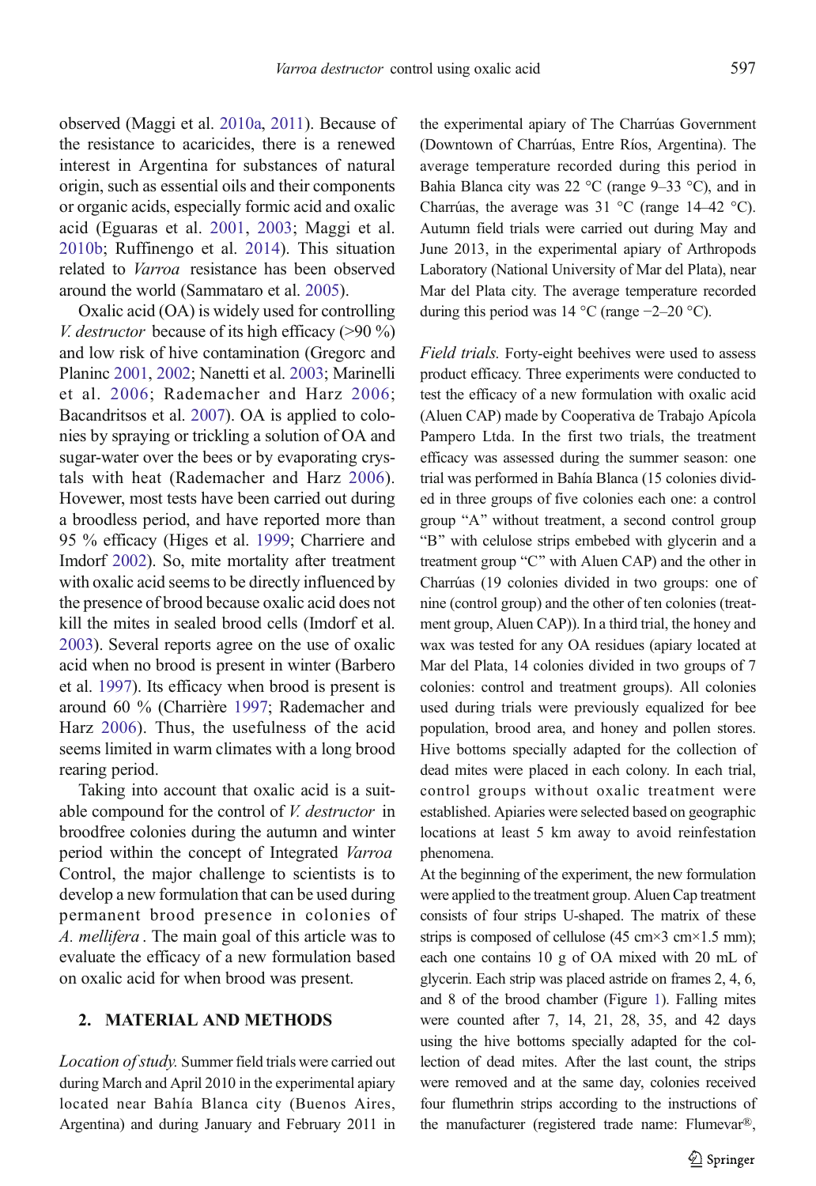observed (Maggi et al. 2010a, 2011). Because of the resistance to acaricides, there is a renewed interest in Argentina for substances of natural origin, such as essential oils and their components or organic acids, especially formic acid and oxalic acid (Eguaras et al. 2001, 2003; Maggi et al. 2010b; Ruffinengo et al. 2014). This situation related to *Varroa* resistance has been observed around the world (Sammataro et al. 2005).

Oxalic acid (OA) is widely used for controlling *V. destructor* because of its high efficacy (>90 %) and low risk of hive contamination (Gregorc and Planinc 2001, 2002; Nanetti et al. 2003; Marinelli et al. 2006; Rademacher and Harz 2006; Bacandritsos et al. 2007). OA is applied to colonies by spraying or trickling a solution of OA and sugar-water over the bees or by evaporating crystals with heat (Rademacher and Harz 2006). Hovewer, most tests have been carried out during a broodless period, and have reported more than 95 % efficacy (Higes et al. 1999; Charriere and Imdorf 2002). So, mite mortality after treatment with oxalic acid seems to be directly influenced by the presence of brood because oxalic acid does not kill the mites in sealed brood cells (Imdorf et al. 2003). Several reports agree on the use of oxalic acid when no brood is present in winter (Barbero et al. 1997). Its efficacy when brood is present is around 60 % (Charrière 1997; Rademacher and Harz 2006). Thus, the usefulness of the acid seems limited in warm climates with a long brood rearing period.

Taking into account that oxalic acid is a suitable compound for the control of *V. destructor* in broodfree colonies during the autumn and winter period within the concept of Integrated *Varroa* Control, the major challenge to scientists is to develop a new formulation that can be used during permanent brood presence in colonies of *A. mellifera*. The main goal of this article was to evaluate the efficacy of a new formulation based on oxalic acid for when brood was present.

## 2. MATERIAL AND METHODS

*Location of study.* Summer field trials were carried out during March and April 2010 in the experimental apiary located near Bahía Blanca city (Buenos Aires, Argentina) and during January and February 2011 in the experimental apiary of The Charrúas Government (Downtown of Charrúas, Entre Ríos, Argentina). The average temperature recorded during this period in Bahia Blanca city was 22 °C (range 9–33 °C), and in Charrúas, the average was 31 °C (range 14–42 °C). Autumn field trials were carried out during May and June 2013, in the experimental apiary of Arthropods Laboratory (National University of Mar del Plata), near Mar del Plata city. The average temperature recorded during this period was 14 °C (range −2–20 °C).

*Field trials.* Forty-eight beehives were used to assess product efficacy. Three experiments were conducted to test the efficacy of a new formulation with oxalic acid (Aluen CAP) made by Cooperativa de Trabajo Apícola Pampero Ltda. In the first two trials, the treatment efficacy was assessed during the summer season: one trial was performed in Bahía Blanca (15 colonies divided in three groups of five colonies each one: a control group "A" without treatment, a second control group "B" with celulose strips embebed with glycerin and a treatment group "C" with Aluen CAP) and the other in Charrúas (19 colonies divided in two groups: one of nine (control group) and the other of ten colonies (treatment group, Aluen CAP)). In a third trial, the honey and wax was tested for any OA residues (apiary located at Mar del Plata, 14 colonies divided in two groups of 7 colonies: control and treatment groups). All colonies used during trials were previously equalized for bee population, brood area, and honey and pollen stores. Hive bottoms specially adapted for the collection of dead mites were placed in each colony. In each trial, control groups without oxalic treatment were established. Apiaries were selected based on geographic locations at least 5 km away to avoid reinfestation phenomena.

At the beginning of the experiment, the new formulation were applied to the treatment group. Aluen Cap treatment consists of four strips U-shaped. The matrix of these strips is composed of cellulose (45 cm×3 cm×1.5 mm); each one contains 10 g of OA mixed with 20 mL of glycerin. Each strip was placed astride on frames 2, 4, 6, and 8 of the brood chamber (Figure 1). Falling mites were counted after 7, 14, 21, 28, 35, and 42 days using the hive bottoms specially adapted for the collection of dead mites. After the last count, the strips were removed and at the same day, colonies received four flumethrin strips according to the instructions of the manufacturer (registered trade name: Flumevar®,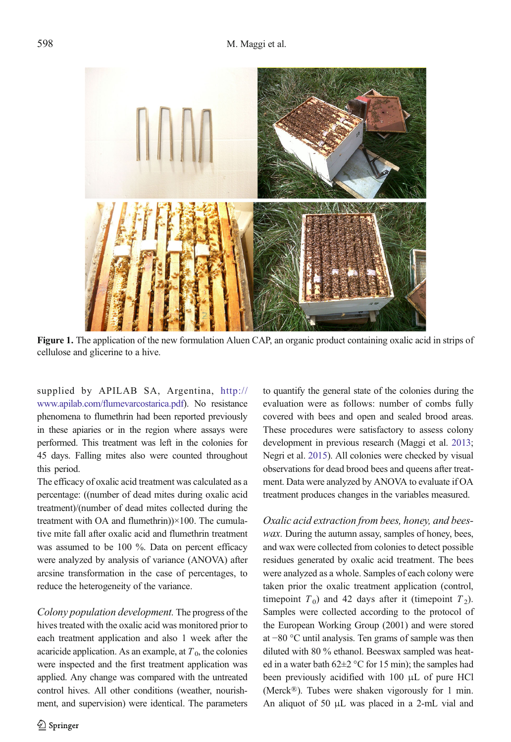Figure 1. The application of the new formulation Aluen CAP, an organic product containing oxalic acid in strips of cellulose and glicerine to a hive.

supplied by APILAB SA, Argentina, http://www.apilab.com/flumevarcostarica.pdf). No resistance phenomena to flumethrin had been reported previously in these apiaries or in the region where assays were performed. This treatment was left in the colonies for 45 days. Falling mites also were counted throughout this period.

The efficacy of oxalic acid treatment was calculated as a percentage: ((number of dead mites during oxalic acid treatment)/(number of dead mites collected during the treatment with OA and flumethrin))×100. The cumulative mite fall after oxalic acid and flumethrin treatment was assumed to be 100 %. Data on percent efficacy were analyzed by analysis of variance (ANOVA) after arcsine transformation in the case of percentages, to reduce the heterogeneity of the variance.

*Colony population development.* The progress of the hives treated with the oxalic acid was monitored prior to each treatment application and also 1 week after the acaricide application. As an example, at $T_0$, the colonies were inspected and the first treatment application was applied. Any change was compared with the untreated control hives. All other conditions (weather, nourishment, and supervision) were identical. The parameters to quantify the general state of the colonies during the evaluation were as follows: number of combs fully covered with bees and open and sealed brood areas. These procedures were satisfactory to assess colony development in previous research (Maggi et al. 2013; Negri et al. 2015). All colonies were checked by visual observations for dead brood bees and queens after treatment. Data were analyzed by ANOVA to evaluate if OA treatment produces changes in the variables measured.

*Oxalic acid extraction from bees, honey, and beeswax.* During the autumn assay, samples of honey, bees, and wax were collected from colonies to detect possible residues generated by oxalic acid treatment. The bees were analyzed as a whole. Samples of each colony were taken prior the oxalic treatment application (control, timepoint $T_0$) and 42 days after it (timepoint $T_2$). Samples were collected according to the protocol of the European Working Group (2001) and were stored at −80 °C until analysis. Ten grams of sample was then diluted with 80 % ethanol. Beeswax sampled was heated in a water bath 62±2 °C for 15 min); the samples had been previously acidified with 100 μL of pure HCl (Merck®). Tubes were shaken vigorously for 1 min. An aliquot of 50 μL was placed in a 2-mL vial and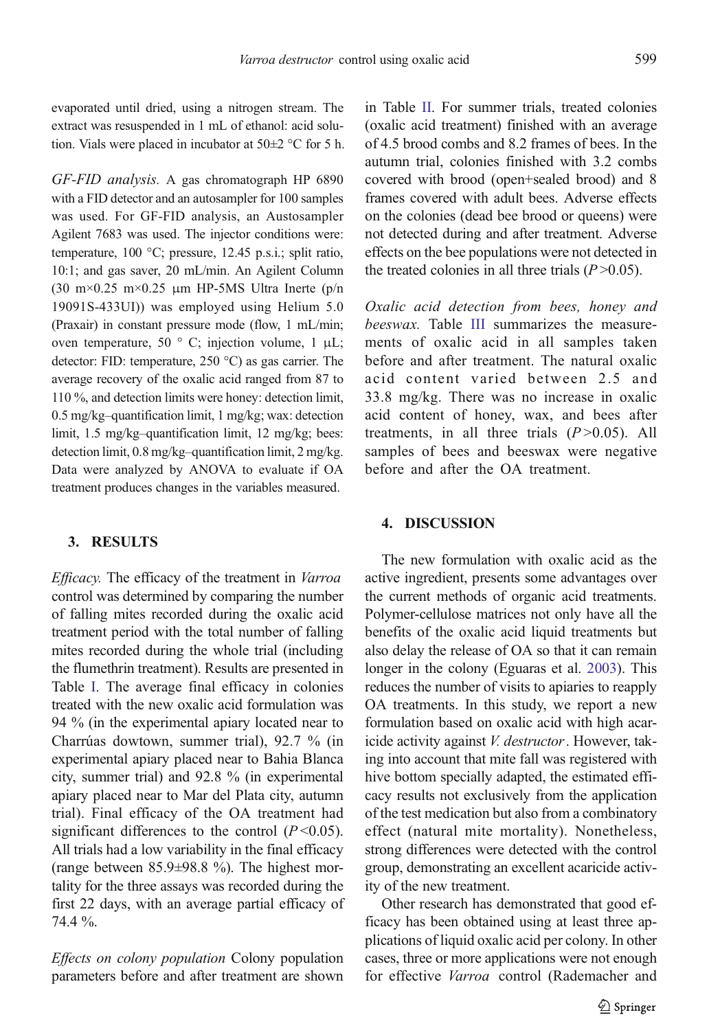evaporated until dried, using a nitrogen stream. The extract was resuspended in 1 mL of ethanol: acid solution. Vials were placed in incubator at 50±2 °C for 5 h.

*GF-FID analysis.* A gas chromatograph HP 6890 with a FID detector and an autosampler for 100 samples was used. For GF-FID analysis, an Austosampler Agilent 7683 was used. The injector conditions were: temperature, 100 °C; pressure, 12.45 p.s.i.; split ratio, 10:1; and gas saver, 20 mL/min. An Agilent Column (30 m×0.25 m×0.25 μm HP-5MS Ultra Inerte (p/n 19091S-433UI)) was employed using Helium 5.0 (Praxair) in constant pressure mode (flow, 1 mL/min; oven temperature, 50 ° C; injection volume, 1 μL; detector: FID: temperature, 250 °C) as gas carrier. The average recovery of the oxalic acid ranged from 87 to 110 %, and detection limits were honey: detection limit, 0.5 mg/kg–quantification limit, 1 mg/kg; wax: detection limit, 1.5 mg/kg–quantification limit, 12 mg/kg; bees: detection limit, 0.8 mg/kg–quantification limit, 2 mg/kg. Data were analyzed by ANOVA to evaluate if OA treatment produces changes in the variables measured.

## 3. RESULTS

*Efficacy.* The efficacy of the treatment in *Varroa* control was determined by comparing the number of falling mites recorded during the oxalic acid treatment period with the total number of falling mites recorded during the whole trial (including the flumethrin treatment). Results are presented in Table I. The average final efficacy in colonies treated with the new oxalic acid formulation was 94 % (in the experimental apiary located near to Charrúas dowtown, summer trial), 92.7 % (in experimental apiary placed near to Bahia Blanca city, summer trial) and 92.8 % (in experimental apiary placed near to Mar del Plata city, autumn trial). Final efficacy of the OA treatment had significant differences to the control ($P<0.05$). All trials had a low variability in the final efficacy (range between 85.9±98.8 %). The highest mortality for the three assays was recorded during the first 22 days, with an average partial efficacy of 74.4 %.

*Effects on colony population* Colony population parameters before and after treatment are shown in Table II. For summer trials, treated colonies (oxalic acid treatment) finished with an average of 4.5 brood combs and 8.2 frames of bees. In the autumn trial, colonies finished with 3.2 combs covered with brood (open+sealed brood) and 8 frames covered with adult bees. Adverse effects on the colonies (dead bee brood or queens) were not detected during and after treatment. Adverse effects on the bee populations were not detected in the treated colonies in all three trials ($P>0.05$).

*Oxalic acid detection from bees, honey and beeswax.* Table III summarizes the measurements of oxalic acid in all samples taken before and after treatment. The natural oxalic acid content varied between 2.5 and 33.8 mg/kg. There was no increase in oxalic acid content of honey, wax, and bees after treatments, in all three trials ($P>0.05$). All samples of bees and beeswax were negative before and after the OA treatment.

## 4. DISCUSSION

The new formulation with oxalic acid as the active ingredient, presents some advantages over the current methods of organic acid treatments. Polymer-cellulose matrices not only have all the benefits of the oxalic acid liquid treatments but also delay the release of OA so that it can remain longer in the colony (Eguaras et al. 2003). This reduces the number of visits to apiaries to reapply OA treatments. In this study, we report a new formulation based on oxalic acid with high acaricide activity against *V. destructor*. However, taking into account that mite fall was registered with hive bottom specially adapted, the estimated efficacy results not exclusively from the application of the test medication but also from a combinatory effect (natural mite mortality). Nonetheless, strong differences were detected with the control group, demonstrating an excellent acaricide activity of the new treatment.

Other research has demonstrated that good efficacy has been obtained using at least three applications of liquid oxalic acid per colony. In other cases, three or more applications were not enough for effective *Varroa* control (Rademacher and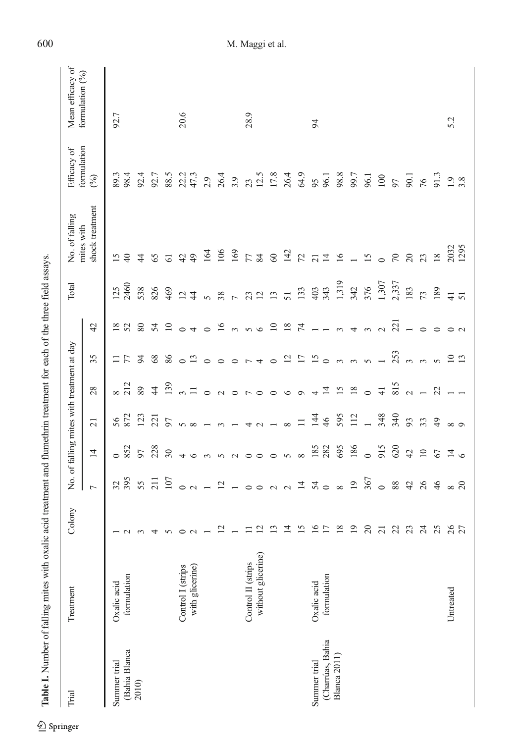**Table I.** Number of falling mites with oxalic acid treatment and flumethrin treatment for each of the three field assays.

| Trial | Treatment | Colony | No. of falling mites with treatment at day | | | | | | Total | No. of falling mites with shock treatment | Efficacy of formulation (%) | Mean efficacy of formulation (%) |
|---|---|---|---|---|---|---|---|---|---|---|---|---|
| | | | 7 | 14 | 21 | 28 | 35 | 42 | | | | |
| Summer trial (Bahía Blanca 2010) | Oxalic acid formulation | 1 | 32 | 0 | 56 | 8 | 11 | 18 | 125 | 15 | 89.3 | 92.7 |
| | | 2 | 395 | 852 | 872 | 212 | 77 | 52 | 2460 | 40 | 98.4 | |
| | | 3 | 55 | 97 | 123 | 89 | 94 | 80 | 538 | 44 | 92.4 | |
| | | 4 | 211 | 228 | 221 | 44 | 68 | 54 | 826 | 65 | 92.7 | |
| | | 5 | 107 | 30 | 97 | 139 | 86 | 10 | 469 | 61 | 88.5 | |
| | Control I (strips with glicerine) | 0 | 0 | 4 | 5 | 3 | 0 | 0 | 12 | 42 | 22.2 | 20.6 |
| | | 2 | 2 | 6 | 8 | 11 | 13 | 4 | 44 | 49 | 47.3 | |
| | | 1 | 1 | 3 | 1 | 0 | 0 | 0 | 5 | 164 | 2.9 | |
| | | 12 | 12 | 5 | 3 | 2 | 0 | 16 | 38 | 106 | 26.4 | |
| | | 1 | 1 | 2 | 1 | 0 | 0 | 3 | 7 | 169 | 3.9 | |
| | Control II (strips without glicerine) | 11 | 0 | 0 | 4 | 7 | 7 | 5 | 23 | 77 | 23 | 28.9 |
| | | 12 | 0 | 0 | 2 | 0 | 4 | 6 | 12 | 84 | 12.5 | |
| | | 13 | 2 | 0 | 1 | 0 | 0 | 10 | 13 | 60 | 17.8 | |
| | | 14 | 2 | 5 | 8 | 6 | 12 | 18 | 51 | 142 | 26.4 | |
| | | 15 | 14 | 8 | 11 | 9 | 17 | 74 | 133 | 72 | 64.9 | |
| Summer trial (Charrúas, Bahía Blanca 2011) | Oxalic acid formulation | 16 | 54 | 185 | 144 | 4 | 15 | 1 | 403 | 21 | 95 | 94 |
| | | 17 | 0 | 282 | 46 | 14 | 0 | 1 | 343 | 14 | 96.1 | |
| | | 18 | 8 | 695 | 595 | 15 | 3 | 3 | 1,319 | 16 | 98.8 | |
| | | 19 | 19 | 186 | 112 | 18 | 3 | 4 | 342 | 1 | 99.7 | |
| | | 20 | 367 | 0 | 1 | 0 | 5 | 3 | 376 | 15 | 96.1 | |
| | | 21 | 0 | 915 | 348 | 41 | 1 | 2 | 1,307 | 0 | 100 | |
| | | 22 | 88 | 620 | 340 | 815 | 253 | 221 | 2,337 | 70 | 97 | |
| | | 23 | 42 | 42 | 93 | 2 | 3 | 1 | 183 | 20 | 90.1 | |
| | | 24 | 26 | 10 | 33 | 1 | 3 | 0 | 73 | 23 | 76 | |
| | | 25 | 46 | 67 | 49 | 22 | 5 | 0 | 189 | 18 | 91.3 | |
| | Untreated | 26 | 8 | 14 | 8 | 1 | 10 | 0 | 41 | 2032 | 1.9 | 5.2 |
| | | 27 | 20 | 6 | 9 | 1 | 13 | 2 | 51 | 1295 | 3.8 | |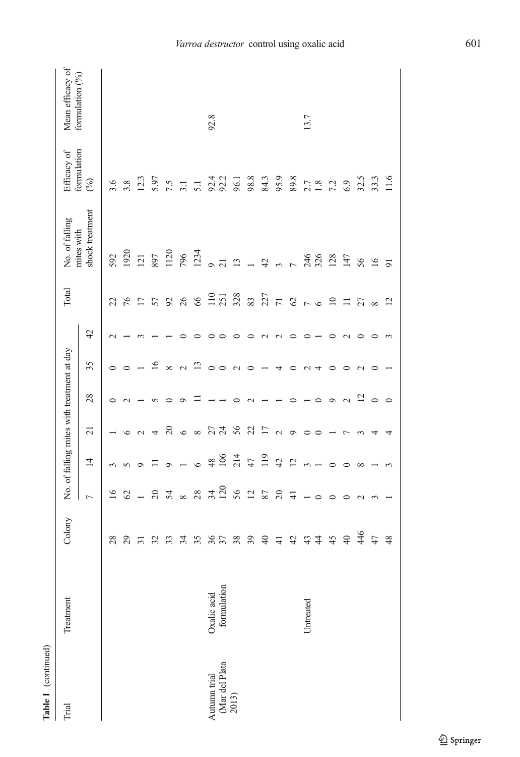Table I (continued)

| Trial | Treatment | Colony | No. of falling mites with treatment at day | | | | | | Total | No. of falling mites with shock treatment | Efficacy of formulation (%) | Mean efficacy of formulation (%) |
|---|---|---|---|---|---|---|---|---|---|---|---|---|
| | | | 7 | 14 | 21 | 28 | 35 | 42 | | | | |
| | | 28 | 16 | 3 | 1 | 0 | 0 | 2 | 22 | 592 | 3.6 | |
| | | 29 | 62 | 5 | 6 | 2 | 0 | 1 | 76 | 1920 | 3.8 | |
| | | 31 | 1 | 9 | 2 | 1 | 1 | 3 | 17 | 121 | 12.3 | |
| | | 32 | 20 | 11 | 4 | 5 | 16 | 1 | 57 | 897 | 5.97 | |
| | | 33 | 54 | 9 | 20 | 0 | 8 | 1 | 92 | 1120 | 7.5 | |
| | | 34 | 8 | 1 | 6 | 9 | 2 | 0 | 26 | 796 | 3.1 | |
| | | 35 | 28 | 6 | 8 | 11 | 13 | 0 | 66 | 1234 | 5.1 | |
| Autumn trial (Mar del Plata 2013) | Oxalic acid formulation | 36 | 34 | 48 | 27 | 1 | 0 | 0 | 110 | 9 | 92.4 | 92.8 |
| | | 37 | 120 | 106 | 24 | 1 | 0 | 0 | 251 | 21 | 92.2 | |
| | | 38 | 56 | 214 | 56 | 0 | 2 | 0 | 328 | 13 | 96.1 | |
| | | 39 | 12 | 47 | 22 | 2 | 0 | 0 | 83 | 1 | 98.8 | |
| | | 40 | 87 | 119 | 17 | 1 | 1 | 2 | 227 | 42 | 84.3 | |
| | | 41 | 20 | 42 | 2 | 1 | 4 | 2 | 71 | 3 | 95.9 | |
| | | 42 | 41 | 12 | 9 | 0 | 0 | 0 | 62 | 7 | 89.8 | |
| | Untreated | 43 | 1 | 3 | 0 | 1 | 2 | 0 | 7 | 246 | 2.7 | 13.7 |
| | | 44 | 0 | 1 | 0 | 0 | 4 | 1 | 6 | 326 | 1.8 | |
| | | 45 | 0 | 0 | 1 | 9 | 0 | 0 | 10 | 128 | 7.2 | |
| | | 40 | 0 | 0 | 7 | 2 | 0 | 2 | 11 | 147 | 6.9 | |
| | | 446 | 2 | 8 | 3 | 12 | 2 | 0 | 27 | 56 | 32.5 | |
| | | 47 | 3 | 1 | 4 | 0 | 0 | 0 | 8 | 16 | 33.3 | |
| | | 48 | 1 | 3 | 4 | 0 | 1 | 3 | 12 | 91 | 11.6 | |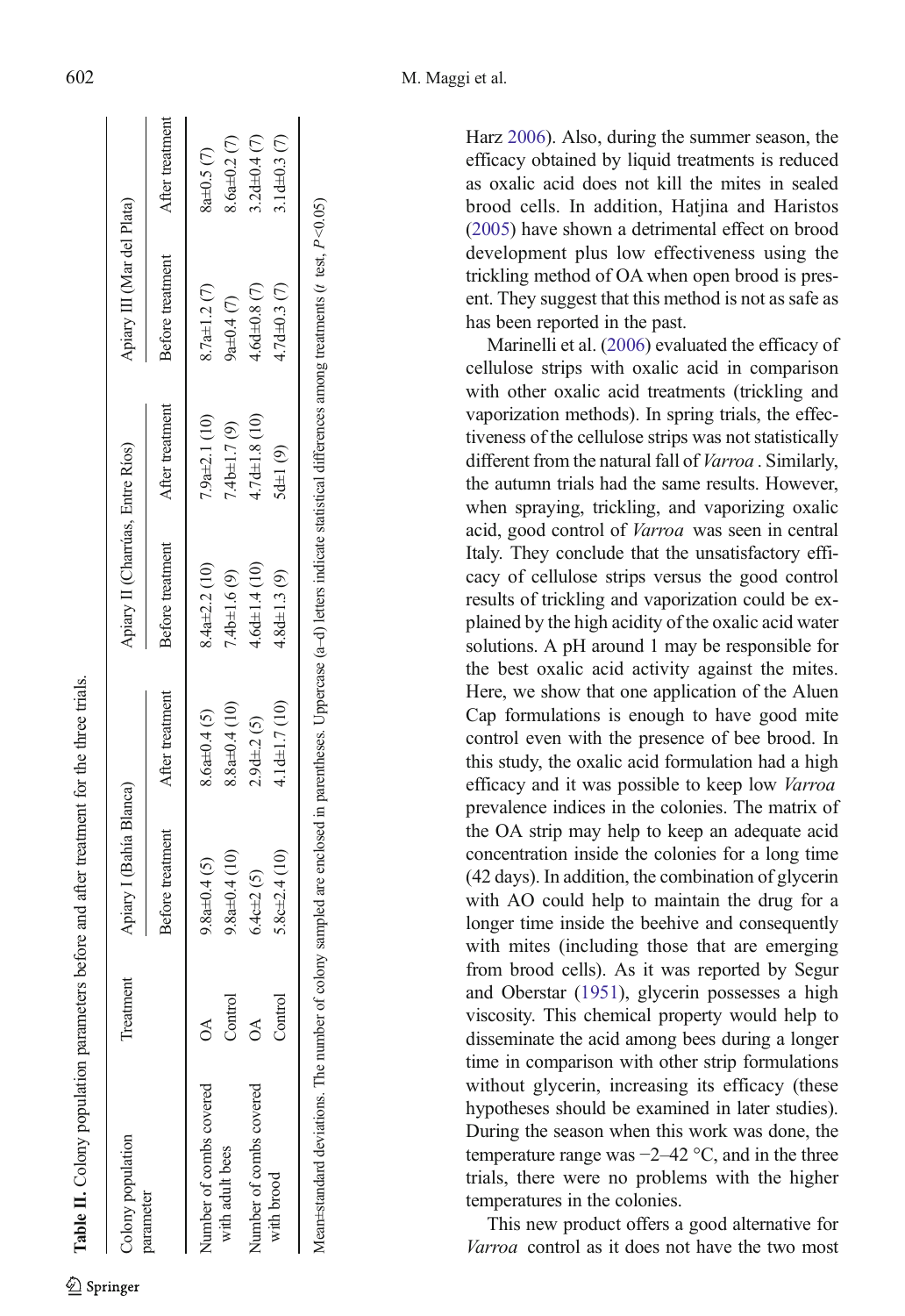**Table II.** Colony population parameters before and after treatment for the three trials.

| Colony population parameter | Treatment | Apiary I (Bahía Blanca) | | Apiary II (Charrúas, Entre Ríos) | | Apiary III (Mar del Plata) | |
|---|---|---|---|---|---|---|---|
| | | Before treatment | After treatment | Before treatment | After treatment | Before treatment | After treatment |
| Number of combs covered with adult bees | OA | 9.8a±0.4 (5) | 8.6a±0.4 (5) | 8.4a±2.2 (10) | 7.9a±2.1 (10) | 8.7a±1.2 (7) | 8a±0.5 (7) |
| | Control | 9.8a±0.4 (10) | 8.8a±0.4 (10) | 7.4b±1.6 (9) | 7.4b±1.7 (9) | 9a±0.4 (7) | 8.6a±0.2 (7) |
| Number of combs covered with brood | OA | 6.4c±2 (5) | 2.9d±.2 (5) | 4.6d±1.4 (10) | 4.7d±1.8 (10) | 4.6d±0.8 (7) | 3.2d±0.4 (7) |
| | Control | 5.8c±2.4 (10) | 4.1d±1.7 (10) | 4.8d±1.3 (9) | 5d±1 (9) | 4.7d±0.3 (7) | 3.1d±0.3 (7) |

Mean±standard deviations. The number of colony sampled are enclosed in parentheses. Uppercase (a–d) letters indicate statistical differences among treatments ($t$ test, $P<0.05$)

Harz 2006). Also, during the summer season, the efficacy obtained by liquid treatments is reduced as oxalic acid does not kill the mites in sealed brood cells. In addition, Hatjina and Haristos (2005) have shown a detrimental effect on brood development plus low effectiveness using the trickling method of OA when open brood is present. They suggest that this method is not as safe as has been reported in the past.

Marinelli et al. (2006) evaluated the efficacy of cellulose strips with oxalic acid in comparison with other oxalic acid treatments (trickling and vaporization methods). In spring trials, the effectiveness of the cellulose strips was not statistically different from the natural fall of *Varroa* . Similarly, the autumn trials had the same results. However, when spraying, trickling, and vaporizing oxalic acid, good control of *Varroa* was seen in central Italy. They conclude that the unsatisfactory efficacy of cellulose strips versus the good control results of trickling and vaporization could be explained by the high acidity of the oxalic acid water solutions. A pH around 1 may be responsible for the best oxalic acid activity against the mites. Here, we show that one application of the Aluen Cap formulations is enough to have good mite control even with the presence of bee brood. In this study, the oxalic acid formulation had a high efficacy and it was possible to keep low *Varroa* prevalence indices in the colonies. The matrix of the OA strip may help to keep an adequate acid concentration inside the colonies for a long time (42 days). In addition, the combination of glycerin with AO could help to maintain the drug for a longer time inside the beehive and consequently with mites (including those that are emerging from brood cells). As it was reported by Segur and Oberstar (1951), glycerin possesses a high viscosity. This chemical property would help to disseminate the acid among bees during a longer time in comparison with other strip formulations without glycerin, increasing its efficacy (these hypotheses should be examined in later studies). During the season when this work was done, the temperature range was −2–42 °C, and in the three trials, there were no problems with the higher temperatures in the colonies.

This new product offers a good alternative for *Varroa* control as it does not have the two most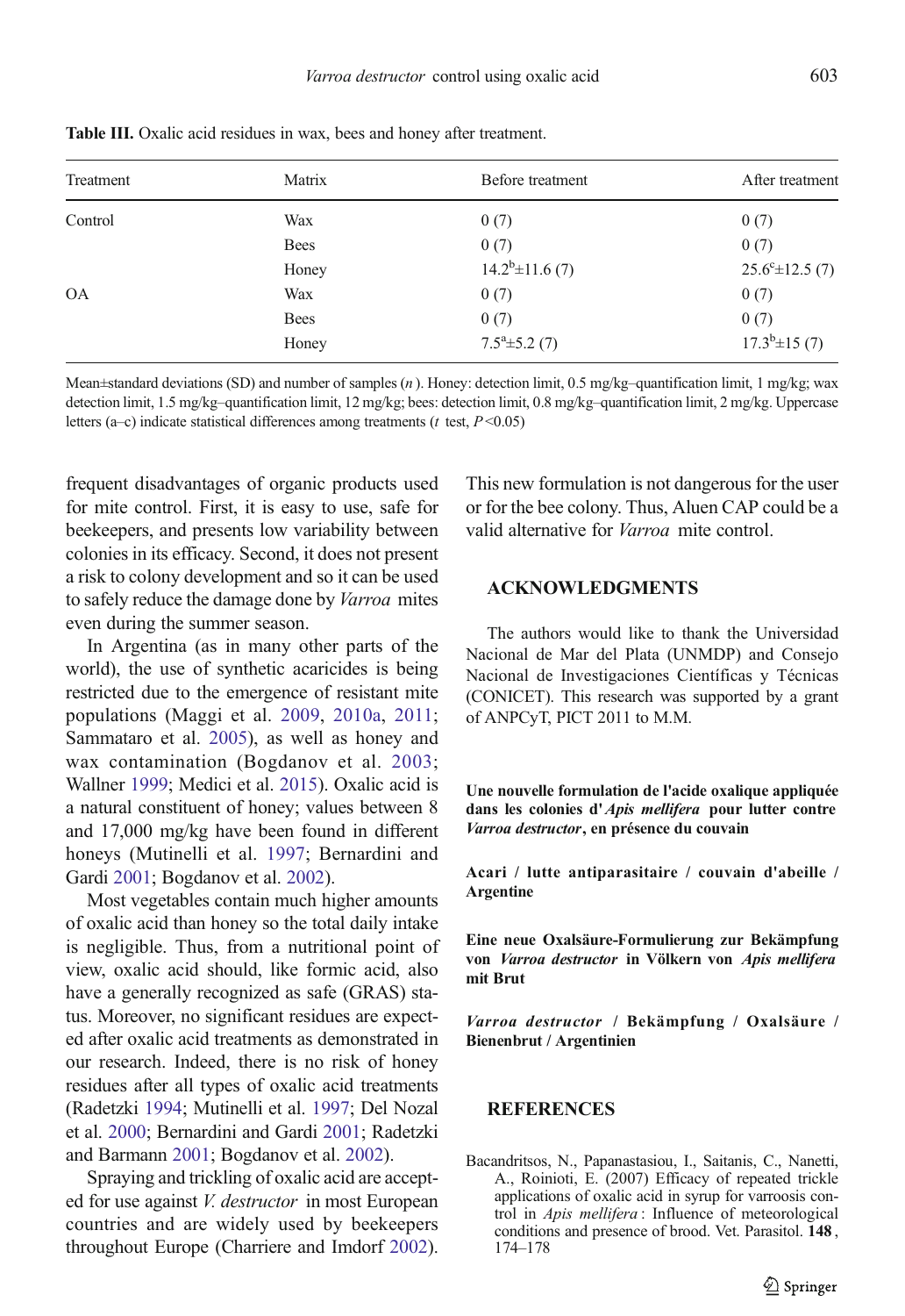**Table III.** Oxalic acid residues in wax, bees and honey after treatment.

| Treatment | Matrix | Before treatment | After treatment |
|---|---|---|---|
| Control | Wax | 0 (7) | 0 (7) |
| | Bees | 0 (7) | 0 (7) |
| | Honey | $14.2^{b}$±11.6 (7) | $25.6^{c}$±12.5 (7) |
| OA | Wax | 0 (7) | 0 (7) |
| | Bees | 0 (7) | 0 (7) |
| | Honey | $7.5^{a}$±5.2 (7) | $17.3^{b}$±15 (7) |

Mean±standard deviations (SD) and number of samples (*n*). Honey: detection limit, 0.5 mg/kg–quantification limit, 1 mg/kg; wax detection limit, 1.5 mg/kg–quantification limit, 12 mg/kg; bees: detection limit, 0.8 mg/kg–quantification limit, 2 mg/kg. Uppercase letters (a–c) indicate statistical differences among treatments (*t* test, $P<0.05$)

frequent disadvantages of organic products used for mite control. First, it is easy to use, safe for beekeepers, and presents low variability between colonies in its efficacy. Second, it does not present a risk to colony development and so it can be used to safely reduce the damage done by *Varroa* mites even during the summer season.

In Argentina (as in many other parts of the world), the use of synthetic acaricides is being restricted due to the emergence of resistant mite populations (Maggi et al. 2009, 2010a, 2011; Sammataro et al. 2005), as well as honey and wax contamination (Bogdanov et al. 2003; Wallner 1999; Medici et al. 2015). Oxalic acid is a natural constituent of honey; values between 8 and 17,000 mg/kg have been found in different honeys (Mutinelli et al. 1997; Bernardini and Gardi 2001; Bogdanov et al. 2002).

Most vegetables contain much higher amounts of oxalic acid than honey so the total daily intake is negligible. Thus, from a nutritional point of view, oxalic acid should, like formic acid, also have a generally recognized as safe (GRAS) status. Moreover, no significant residues are expected after oxalic acid treatments as demonstrated in our research. Indeed, there is no risk of honey residues after all types of oxalic acid treatments (Radetzki 1994; Mutinelli et al. 1997; Del Nozal et al. 2000; Bernardini and Gardi 2001; Radetzki and Barmann 2001; Bogdanov et al. 2002).

Spraying and trickling of oxalic acid are accepted for use against *V. destructor* in most European countries and are widely used by beekeepers throughout Europe (Charriere and Imdorf 2002). This new formulation is not dangerous for the user or for the bee colony. Thus, Aluen CAP could be a valid alternative for *Varroa* mite control.

## ACKNOWLEDGMENTS

The authors would like to thank the Universidad Nacional de Mar del Plata (UNMDP) and Consejo Nacional de Investigaciones Científicas y Técnicas (CONICET). This research was supported by a grant of ANPCyT, PICT 2011 to M.M.

**Une nouvelle formulation de l'acide oxalique appliquée dans les colonies d'*Apis mellifera* pour lutter contre *Varroa destructor*, en présence du couvain**

**Acari / lutte antiparasitaire / couvain d'abeille / Argentine**

**Eine neue Oxalsäure-Formulierung zur Bekämpfung von *Varroa destructor* in Völkern von *Apis mellifera* mit Brut**

***Varroa destructor* / Bekämpfung / Oxalsäure / Bienenbrut / Argentinien**

## REFERENCES

Bacandritsos, N., Papanastasiou, I., Saitanis, C., Nanetti, A., Roinioti, E. (2007) Efficacy of repeated trickle applications of oxalic acid in syrup for varroosis control in *Apis mellifera*: Influence of meteorological conditions and presence of brood. Vet. Parasitol. **148**, 174–178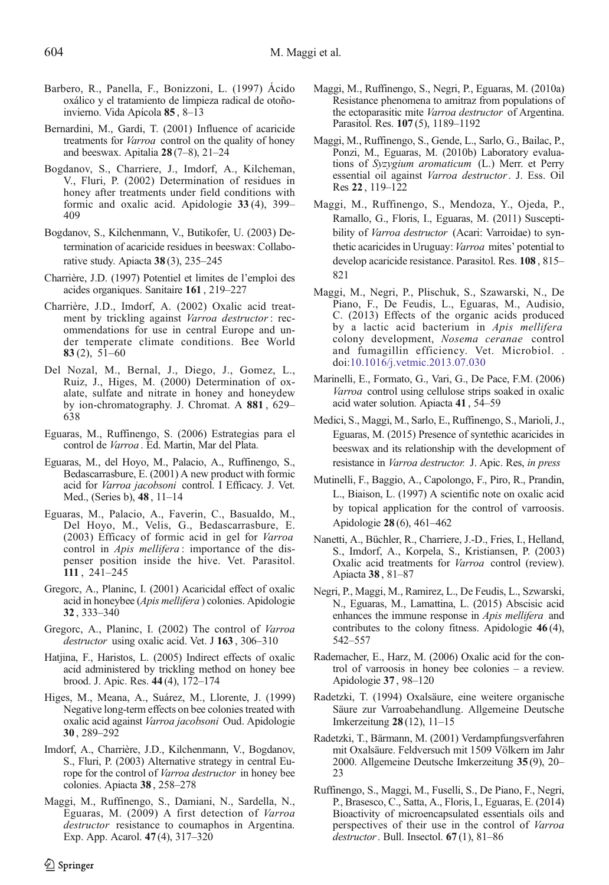Barbero, R., Panella, F., Bonizzoni, L. (1997) Ácido oxálico y el tratamiento de limpieza radical de otoño-invierno. Vida Apícola **85**, 8–13

Bernardini, M., Gardi, T. (2001) Influence of acaricide treatments for *Varroa* control on the quality of honey and beeswax. Apitalia **28** (7–8), 21–24

Bogdanov, S., Charriere, J., Imdorf, A., Kilcheman, V., Fluri, P. (2002) Determination of residues in honey after treatments under field conditions with formic and oxalic acid. Apidologie **33** (4), 399–409

Bogdanov, S., Kilchenmann, V., Butikofer, U. (2003) Determination of acaricide residues in beeswax: Collaborative study. Apiacta **38** (3), 235–245

Charrière, J.D. (1997) Potentiel et limites de l'emploi des acides organiques. Sanitaire **161**, 219–227

Charrière, J.D., Imdorf, A. (2002) Oxalic acid treatment by trickling against *Varroa destructor*: recommendations for use in central Europe and under temperate climate conditions. Bee World **83** (2), 51–60

Del Nozal, M., Bernal, J., Diego, J., Gomez, L., Ruiz, J., Higes, M. (2000) Determination of oxalate, sulfate and nitrate in honey and honeydew by ion-chromatography. J. Chromat. A **881**, 629–638

Eguaras, M., Ruffinengo, S. (2006) Estrategias para el control de *Varroa*. Ed. Martin, Mar del Plata.

Eguaras, M., del Hoyo, M., Palacio, A., Ruffinengo, S., Bedascarrasbure, E. (2001) A new product with formic acid for *Varroa jacobsoni* control. I Efficacy. J. Vet. Med., (Series b), **48**, 11–14

Eguaras, M., Palacio, A., Faverin, C., Basualdo, M., Del Hoyo, M., Velis, G., Bedascarrasbure, E. (2003) Efficacy of formic acid in gel for *Varroa* control in *Apis mellifera*: importance of the dispenser position inside the hive. Vet. Parasitol. **111**, 241–245

Gregorc, A., Planinc, I. (2001) Acaricidal effect of oxalic acid in honeybee (*Apis mellifera*) colonies. Apidologie **32**, 333–340

Gregorc, A., Planinc, I. (2002) The control of *Varroa destructor* using oxalic acid. Vet. J **163**, 306–310

Hatjina, F., Haristos, L. (2005) Indirect effects of oxalic acid administered by trickling method on honey bee brood. J. Apic. Res. **44** (4), 172–174

Higes, M., Meana, A., Suárez, M., Llorente, J. (1999) Negative long-term effects on bee colonies treated with oxalic acid against *Varroa jacobsoni* Oud. Apidologie **30**, 289–292

Imdorf, A., Charrière, J.D., Kilchenmann, V., Bogdanov, S., Fluri, P. (2003) Alternative strategy in central Europe for the control of *Varroa destructor* in honey bee colonies. Apiacta **38**, 258–278

Maggi, M., Ruffinengo, S., Damiani, N., Sardella, N., Eguaras, M. (2009) A first detection of *Varroa destructor* resistance to coumaphos in Argentina. Exp. App. Acarol. **47** (4), 317–320

Maggi, M., Ruffinengo, S., Negri, P., Eguaras, M. (2010a) Resistance phenomena to amitraz from populations of the ectoparasitic mite *Varroa destructor* of Argentina. Parasitol. Res. **107** (5), 1189–1192

Maggi, M., Ruffinengo, S., Gende, L., Sarlo, G., Bailac, P., Ponzi, M., Eguaras, M. (2010b) Laboratory evaluations of *Syzygium aromaticum* (L.) Merr. et Perry essential oil against *Varroa destructor*. J. Ess. Oil Res **22**, 119–122

Maggi, M., Ruffinengo, S., Mendoza, Y., Ojeda, P., Ramallo, G., Floris, I., Eguaras, M. (2011) Susceptibility of *Varroa destructor* (Acari: Varroidae) to synthetic acaricides in Uruguay: *Varroa* mites' potential to develop acaricide resistance. Parasitol. Res. **108**, 815–821

Maggi, M., Negri, P., Plischuk, S., Szawarski, N., De Piano, F., De Feudis, L., Eguaras, M., Audisio, C. (2013) Effects of the organic acids produced by a lactic acid bacterium in *Apis mellifera* colony development, *Nosema ceranae* control and fumagillin efficiency. Vet. Microbiol. . doi:10.1016/j.vetmic.2013.07.030

Marinelli, E., Formato, G., Vari, G., De Pace, F.M. (2006) *Varroa* control using cellulose strips soaked in oxalic acid water solution. Apiacta **41**, 54–59

Medici, S., Maggi, M., Sarlo, E., Ruffinengo, S., Marioli, J., Eguaras, M. (2015) Presence of syntethic acaricides in beeswax and its relationship with the development of resistance in *Varroa destructor.* J. Apic. Res, *in press*

Mutinelli, F., Baggio, A., Capolongo, F., Piro, R., Prandin, L., Biaison, L. (1997) A scientific note on oxalic acid by topical application for the control of varroosis. Apidologie **28** (6), 461–462

Nanetti, A., Büchler, R., Charriere, J.-D., Fries, I., Helland, S., Imdorf, A., Korpela, S., Kristiansen, P. (2003) Oxalic acid treatments for *Varroa* control (review). Apiacta **38**, 81–87

Negri, P., Maggi, M., Ramirez, L., De Feudis, L., Szwarski, N., Eguaras, M., Lamattina, L. (2015) Abscisic acid enhances the immune response in *Apis mellifera* and contributes to the colony fitness. Apidologie **46** (4), 542–557

Rademacher, E., Harz, M. (2006) Oxalic acid for the control of varroosis in honey bee colonies – a review. Apidologie **37**, 98–120

Radetzki, T. (1994) Oxalsäure, eine weitere organische Säure zur Varroabehandlung. Allgemeine Deutsche Imkerzeitung **28** (12), 11–15

Radetzki, T., Bärmann, M. (2001) Verdampfungsverfahren mit Oxalsäure. Feldversuch mit 1509 Völkern im Jahr 2000. Allgemeine Deutsche Imkerzeitung **35** (9), 20–23

Ruffinengo, S., Maggi, M., Fuselli, S., De Piano, F., Negri, P., Brasesco, C., Satta, A., Floris, I., Eguaras, E. (2014) Bioactivity of microencapsulated essentials oils and perspectives of their use in the control of *Varroa destructor*. Bull. Insectol. **67** (1), 81–86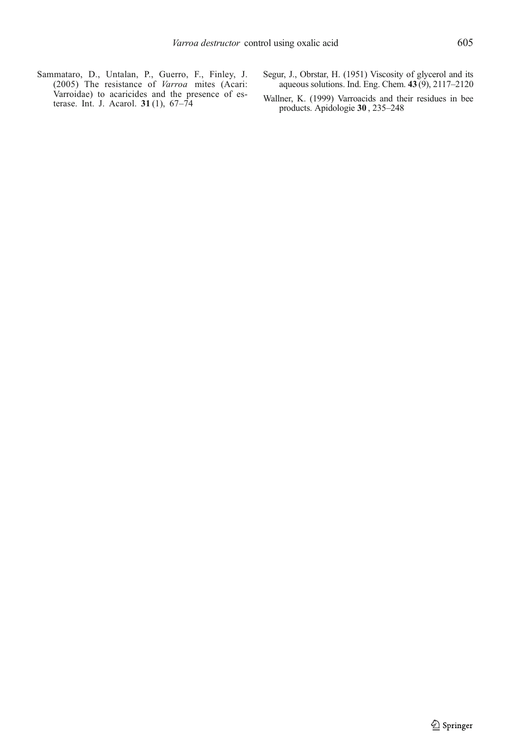Sammataro, D., Untalan, P., Guerro, F., Finley, J. (2005) The resistance of *Varroa* mites (Acari: Varroidae) to acaricides and the presence of esterase. Int. J. Acarol. **31** (1), 67–74

Segur, J., Obrstar, H. (1951) Viscosity of glycerol and its aqueous solutions. Ind. Eng. Chem. **43** (9), 2117–2120

Wallner, K. (1999) Varroacids and their residues in bee products. Apidologie **30** , 235–248